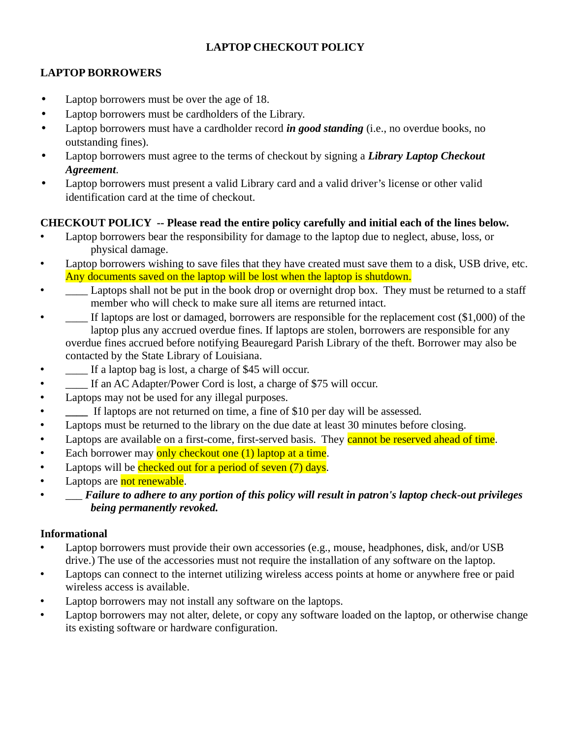# LAPTOP CHECKOUT POLICY

## LAPTOP BORROWERS

- Laptop borrowers must be over the age of 18.
- Laptop borrowers must be cardholders of the Library.
- Laptop borrowers must have a cardholder record ***in good standing*** (i.e., no overdue books, no outstanding fines).
- Laptop borrowers must agree to the terms of checkout by signing a ***Library Laptop Checkout Agreement***.
- Laptop borrowers must present a valid Library card and a valid driver's license or other valid identification card at the time of checkout.

## CHECKOUT POLICY -- Please read the entire policy carefully and initial each of the lines below.

- Laptop borrowers bear the responsibility for damage to the laptop due to neglect, abuse, loss, or physical damage.
- Laptop borrowers wishing to save files that they have created must save them to a disk, USB drive, etc. Any documents saved on the laptop will be lost when the laptop is shutdown.
- ____ Laptops shall not be put in the book drop or overnight drop box. They must be returned to a staff member who will check to make sure all items are returned intact.
- ____ If laptops are lost or damaged, borrowers are responsible for the replacement cost ($1,000) of the laptop plus any accrued overdue fines. If laptops are stolen, borrowers are responsible for any overdue fines accrued before notifying Beauregard Parish Library of the theft. Borrower may also be contacted by the State Library of Louisiana.
- ____ If a laptop bag is lost, a charge of $45 will occur.
- ____ If an AC Adapter/Power Cord is lost, a charge of $75 will occur.
- Laptops may not be used for any illegal purposes.
- ____ If laptops are not returned on time, a fine of $10 per day will be assessed.
- Laptops must be returned to the library on the due date at least 30 minutes before closing.
- Laptops are available on a first-come, first-served basis. They cannot be reserved ahead of time.
- Each borrower may only checkout one (1) laptop at a time.
- Laptops will be checked out for a period of seven (7) days.
- Laptops are not renewable.
- ___ ***Failure to adhere to any portion of this policy will result in patron's laptop check-out privileges being permanently revoked.***

## Informational

- Laptop borrowers must provide their own accessories (e.g., mouse, headphones, disk, and/or USB drive.) The use of the accessories must not require the installation of any software on the laptop.
- Laptops can connect to the internet utilizing wireless access points at home or anywhere free or paid wireless access is available.
- Laptop borrowers may not install any software on the laptops.
- Laptop borrowers may not alter, delete, or copy any software loaded on the laptop, or otherwise change its existing software or hardware configuration.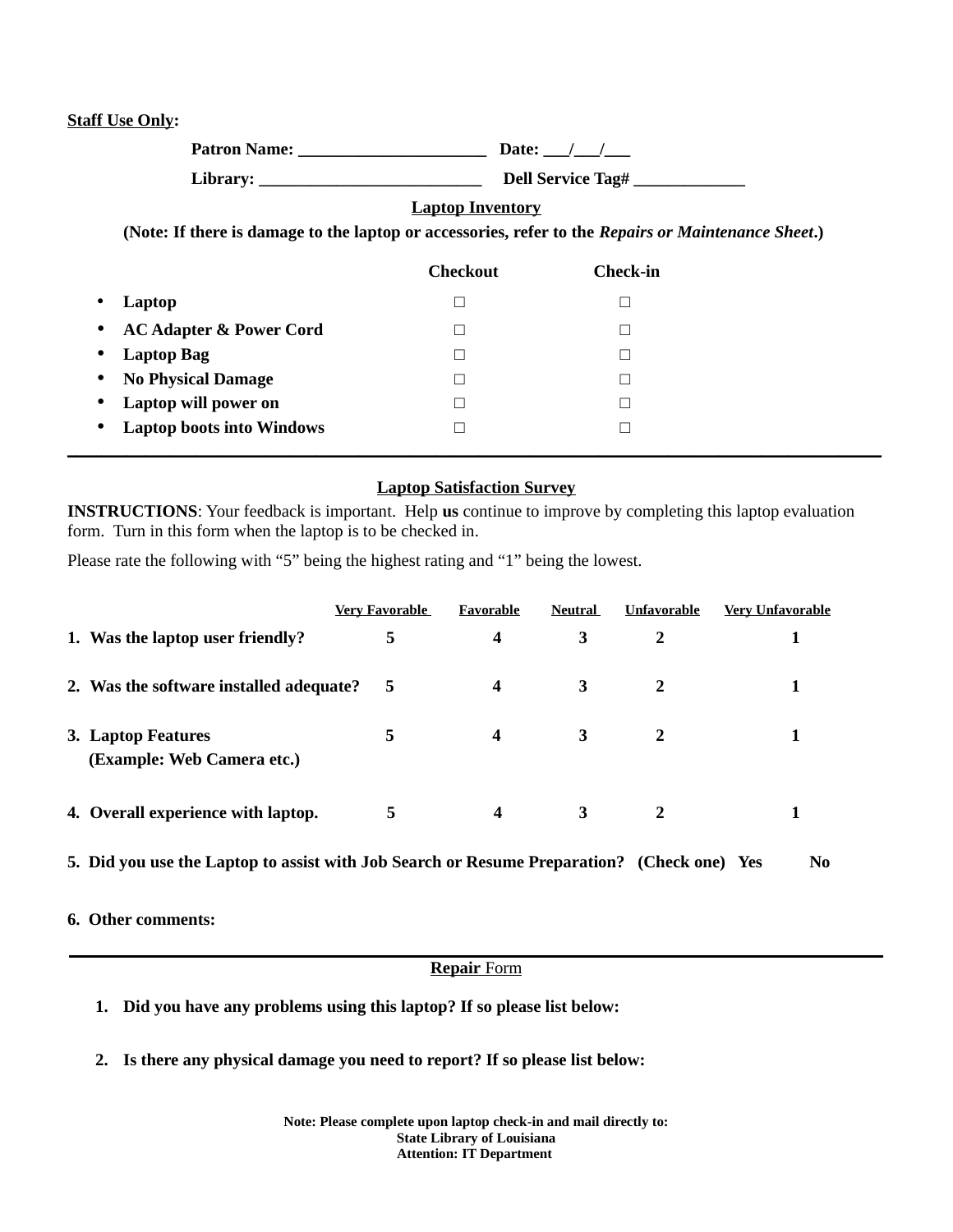**<u>Staff Use Only</u>:**

**Patron Name: ______________________ Date: ___/___/___**

**Library: __________________________ Dell Service Tag# _____________**

**<u>Laptop Inventory</u>**

**(Note: If there is damage to the laptop or accessories, refer to the *Repairs or Maintenance Sheet*.)**

| | Checkout | Check-in |
|---|---|---|
| • **Laptop** | □ | □ |
| • **AC Adapter & Power Cord** | □ | □ |
| • **Laptop Bag** | □ | □ |
| • **No Physical Damage** | □ | □ |
| • **Laptop will power on** | □ | □ |
| • **Laptop boots into Windows** | □ | □ |

---

**<u>Laptop Satisfaction Survey</u>**

**INSTRUCTIONS**: Your feedback is important. Help **us** continue to improve by completing this laptop evaluation form. Turn in this form when the laptop is to be checked in.

Please rate the following with "5" being the highest rating and "1" being the lowest.

| | Very Favorable | Favorable | Neutral | Unfavorable | Very Unfavorable |
|---|---|---|---|---|---|
| **1. Was the laptop user friendly?** | **5** | **4** | **3** | **2** | **1** |
| **2. Was the software installed adequate?** | **5** | **4** | **3** | **2** | **1** |
| **3. Laptop Features (Example: Web Camera etc.)** | **5** | **4** | **3** | **2** | **1** |
| **4. Overall experience with laptop.** | **5** | **4** | **3** | **2** | **1** |

**5. Did you use the Laptop to assist with Job Search or Resume Preparation? (Check one) Yes No**

**6. Other comments:**

---

**<u>Repair</u>** <u>Form</u>

1. **Did you have any problems using this laptop? If so please list below:**

2. **Is there any physical damage you need to report? If so please list below:**

**Note: Please complete upon laptop check-in and mail directly to:**
**State Library of Louisiana**
**Attention: IT Department**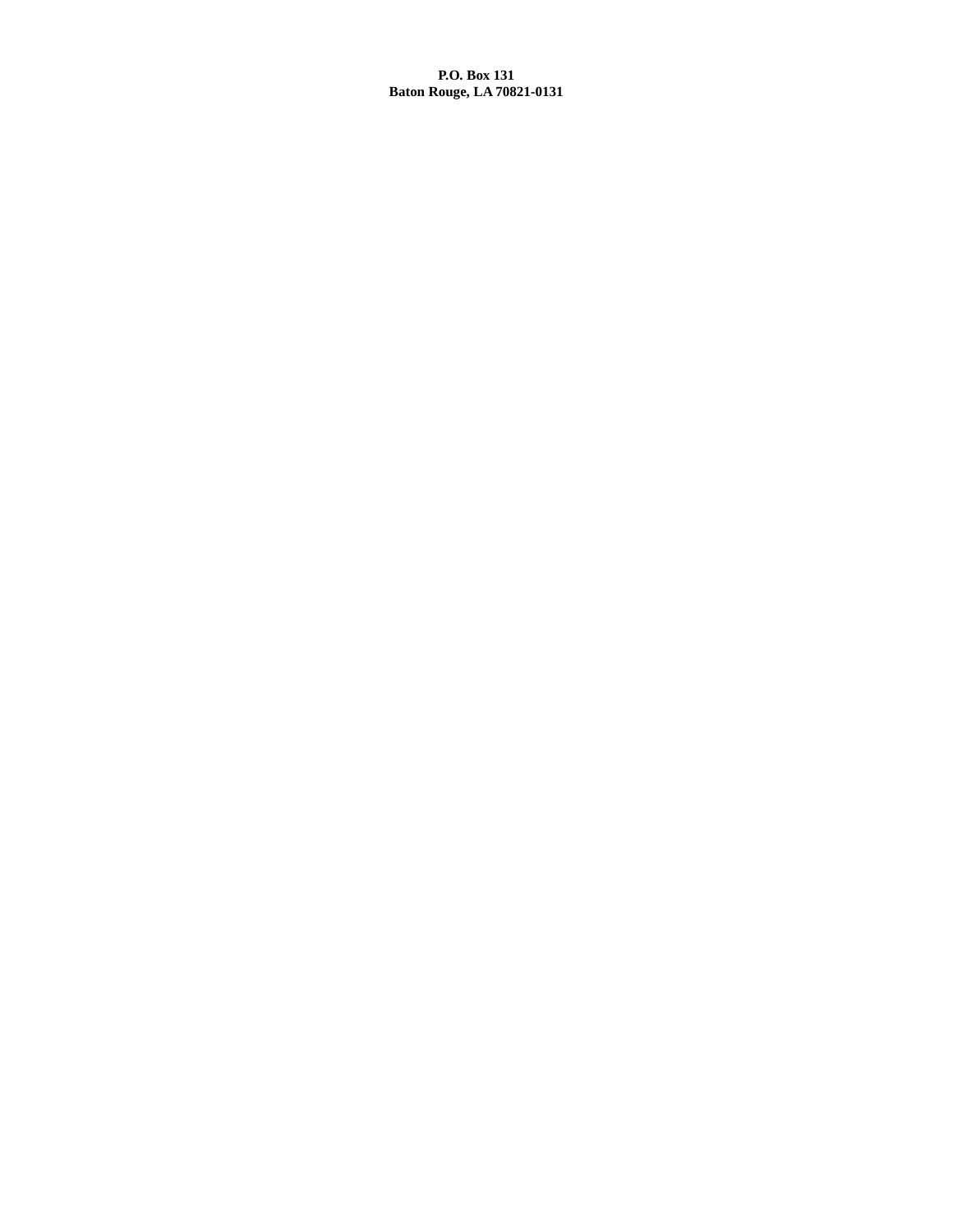**P.O. Box 131**
**Baton Rouge, LA 70821-0131**